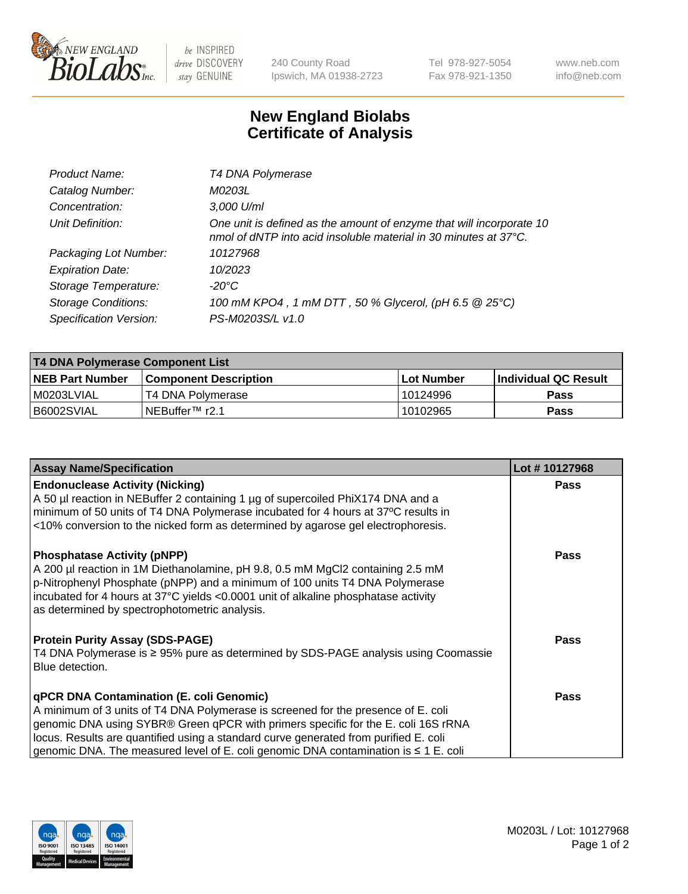# New England Biolabs Certificate of Analysis

| | |
|---|---|
| *Product Name:* | *T4 DNA Polymerase* |
| *Catalog Number:* | *M0203L* |
| *Concentration:* | *3,000 U/ml* |
| *Unit Definition:* | *One unit is defined as the amount of enzyme that will incorporate 10 nmol of dNTP into acid insoluble material in 30 minutes at 37°C.* |
| *Packaging Lot Number:* | *10127968* |
| *Expiration Date:* | *10/2023* |
| *Storage Temperature:* | *-20°C* |
| *Storage Conditions:* | *100 mM KPO4 , 1 mM DTT , 50 % Glycerol, (pH 6.5 @ 25°C)* |
| *Specification Version:* | *PS-M0203S/L v1.0* |

| T4 DNA Polymerase Component List | | | |
|---|---|---|---|
| **NEB Part Number** | **Component Description** | **Lot Number** | **Individual QC Result** |
| M0203LVIAL | T4 DNA Polymerase | 10124996 | **Pass** |
| B6002SVIAL | NEBuffer™ r2.1 | 10102965 | **Pass** |

| Assay Name/Specification | Lot # 10127968 |
|---|---|
| **Endonuclease Activity (Nicking)**<br>A 50 µl reaction in NEBuffer 2 containing 1 µg of supercoiled PhiX174 DNA and a minimum of 50 units of T4 DNA Polymerase incubated for 4 hours at 37ºC results in <10% conversion to the nicked form as determined by agarose gel electrophoresis. | **Pass** |
| **Phosphatase Activity (pNPP)**<br>A 200 µl reaction in 1M Diethanolamine, pH 9.8, 0.5 mM MgCl2 containing 2.5 mM p-Nitrophenyl Phosphate (pNPP) and a minimum of 100 units T4 DNA Polymerase incubated for 4 hours at 37°C yields <0.0001 unit of alkaline phosphatase activity as determined by spectrophotometric analysis. | **Pass** |
| **Protein Purity Assay (SDS-PAGE)**<br>T4 DNA Polymerase is ≥ 95% pure as determined by SDS-PAGE analysis using Coomassie Blue detection. | **Pass** |
| **qPCR DNA Contamination (E. coli Genomic)**<br>A minimum of 3 units of T4 DNA Polymerase is screened for the presence of E. coli genomic DNA using SYBR® Green qPCR with primers specific for the E. coli 16S rRNA locus. Results are quantified using a standard curve generated from purified E. coli genomic DNA. The measured level of E. coli genomic DNA contamination is ≤ 1 E. coli | **Pass** |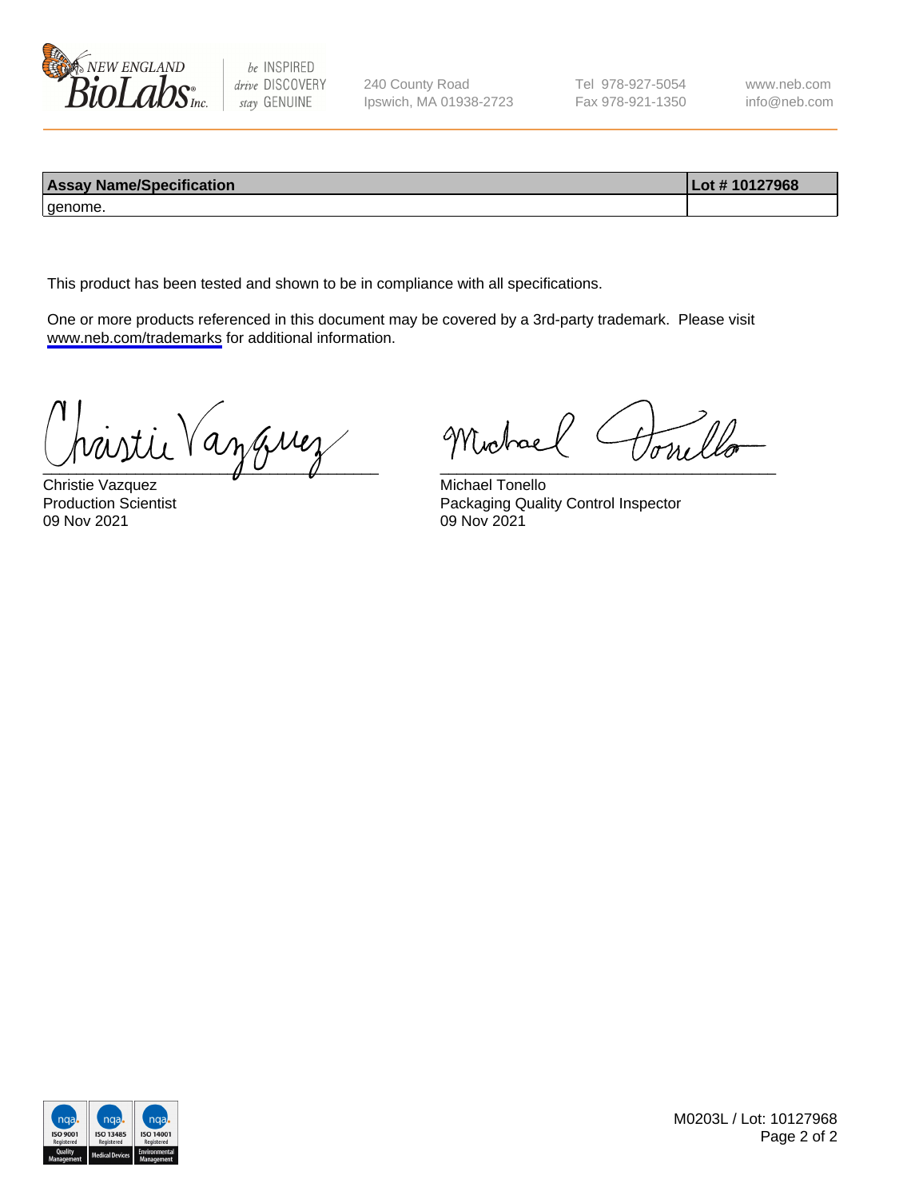| Assay Name/Specification | Lot # 10127968 |
| --- | --- |
| genome. | |

This product has been tested and shown to be in compliance with all specifications.

One or more products referenced in this document may be covered by a 3rd-party trademark. Please visit www.neb.com/trademarks for additional information.

Christie Vazquez
Production Scientist
09 Nov 2021

Michael Tonello
Packaging Quality Control Inspector
09 Nov 2021

M0203L / Lot: 10127968